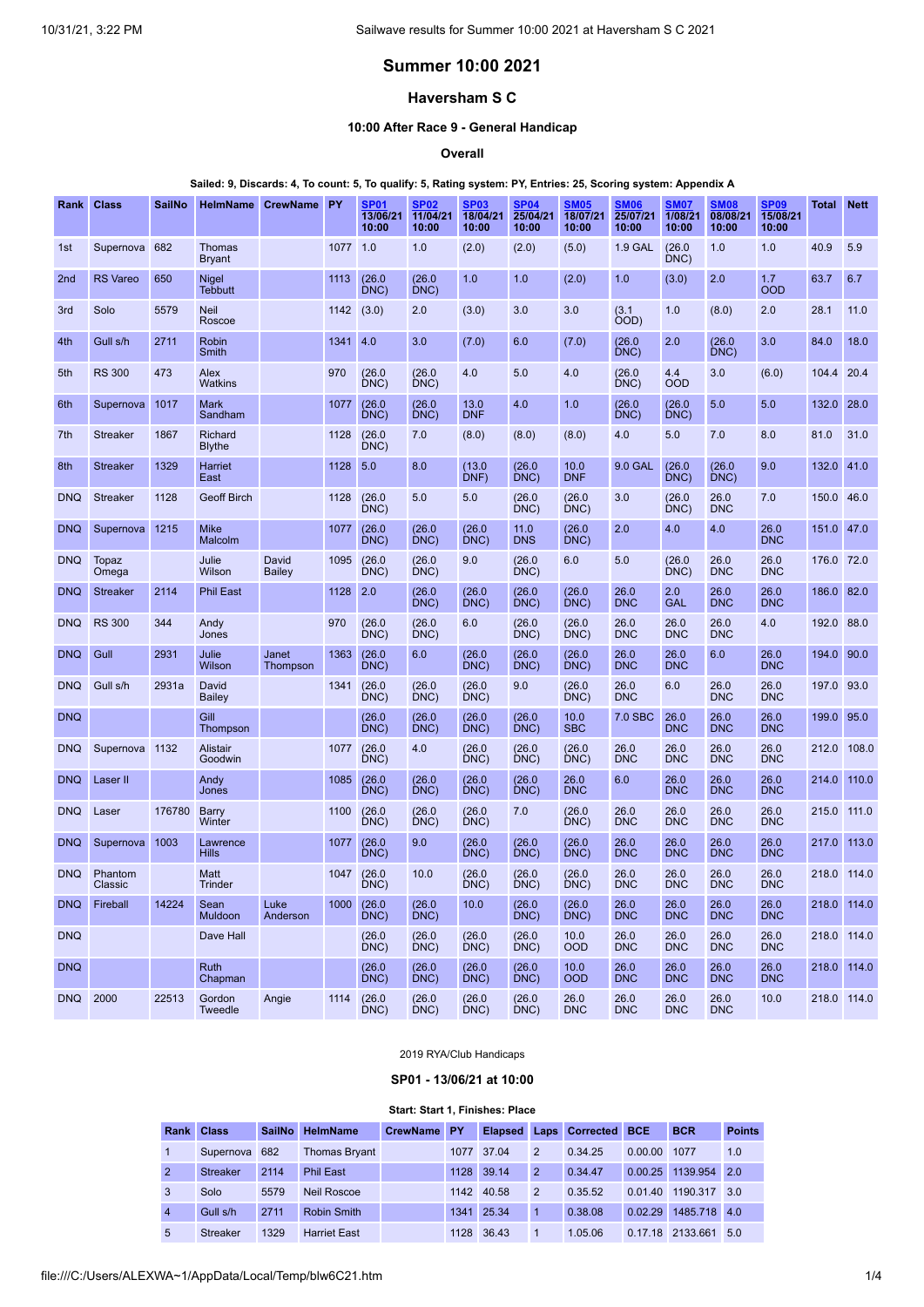# Summer 10:00 2021

## Haversham S C

### 10:00 After Race 9 - General Handicap

#### Overall

**Sailed: 9, Discards: 4, To count: 5, To qualify: 5, Rating system: PY, Entries: 25, Scoring system: Appendix A**

| Rank | Class | SailNo | HelmName | CrewName | PY | SP01 13/06/21 10:00 | SP02 11/04/21 10:00 | SP03 18/04/21 10:00 | SP04 25/04/21 10:00 | SM05 18/07/21 10:00 | SM06 25/07/21 10:00 | SM07 1/08/21 10:00 | SM08 08/08/21 10:00 | SP09 15/08/21 10:00 | Total | Nett |
|---|---|---|---|---|---|---|---|---|---|---|---|---|---|---|---|---|
| 1st | Supernova | 682 | Thomas Bryant | | 1077 | 1.0 | 1.0 | (2.0) | (2.0) | (5.0) | 1.9 GAL | (26.0 DNC) | 1.0 | 1.0 | 40.9 | 5.9 |
| 2nd | RS Vareo | 650 | Nigel Tebbutt | | 1113 | (26.0 DNC) | (26.0 DNC) | 1.0 | 1.0 | (2.0) | 1.0 | (3.0) | 2.0 | 1.7 OOD | 63.7 | 6.7 |
| 3rd | Solo | 5579 | Neil Roscoe | | 1142 | (3.0) | 2.0 | (3.0) | 3.0 | 3.0 | (3.1 OOD) | 1.0 | (8.0) | 2.0 | 28.1 | 11.0 |
| 4th | Gull s/h | 2711 | Robin Smith | | 1341 | 4.0 | 3.0 | (7.0) | 6.0 | (7.0) | (26.0 DNC) | 2.0 | (26.0 DNC) | 3.0 | 84.0 | 18.0 |
| 5th | RS 300 | 473 | Alex Watkins | | 970 | (26.0 DNC) | (26.0 DNC) | 4.0 | 5.0 | 4.0 | (26.0 DNC) | 4.4 OOD | 3.0 | (6.0) | 104.4 | 20.4 |
| 6th | Supernova | 1017 | Mark Sandham | | 1077 | (26.0 DNC) | (26.0 DNC) | 13.0 DNF | 4.0 | 1.0 | (26.0 DNC) | (26.0 DNC) | 5.0 | 5.0 | 132.0 | 28.0 |
| 7th | Streaker | 1867 | Richard Blythe | | 1128 | (26.0 DNC) | 7.0 | (8.0) | (8.0) | (8.0) | 4.0 | 5.0 | 7.0 | 8.0 | 81.0 | 31.0 |
| 8th | Streaker | 1329 | Harriet East | | 1128 | 5.0 | 8.0 | (13.0 DNF) | (26.0 DNC) | 10.0 DNF | 9.0 GAL | (26.0 DNC) | (26.0 DNC) | 9.0 | 132.0 | 41.0 |
| DNQ | Streaker | 1128 | Geoff Birch | | 1128 | (26.0 DNC) | 5.0 | 5.0 | (26.0 DNC) | (26.0 DNC) | 3.0 | (26.0 DNC) | 26.0 DNC | 7.0 | 150.0 | 46.0 |
| DNQ | Supernova | 1215 | Mike Malcolm | | 1077 | (26.0 DNC) | (26.0 DNC) | (26.0 DNC) | 11.0 DNS | (26.0 DNC) | 2.0 | 4.0 | 4.0 | 26.0 DNC | 151.0 | 47.0 |
| DNQ | Topaz Omega | | Julie Wilson | David Bailey | 1095 | (26.0 DNC) | (26.0 DNC) | 9.0 | (26.0 DNC) | 6.0 | 5.0 | (26.0 DNC) | 26.0 DNC | 26.0 DNC | 176.0 | 72.0 |
| DNQ | Streaker | 2114 | Phil East | | 1128 | 2.0 | (26.0 DNC) | (26.0 DNC) | (26.0 DNC) | (26.0 DNC) | 26.0 DNC | 2.0 GAL | 26.0 DNC | 26.0 DNC | 186.0 | 82.0 |
| DNQ | RS 300 | 344 | Andy Jones | | 970 | (26.0 DNC) | (26.0 DNC) | 6.0 | (26.0 DNC) | (26.0 DNC) | 26.0 DNC | 26.0 DNC | 26.0 DNC | 4.0 | 192.0 | 88.0 |
| DNQ | Gull | 2931 | Julie Wilson | Janet Thompson | 1363 | (26.0 DNC) | 6.0 | (26.0 DNC) | (26.0 DNC) | (26.0 DNC) | 26.0 DNC | 26.0 DNC | 6.0 | 26.0 DNC | 194.0 | 90.0 |
| DNQ | Gull s/h | 2931a | David Bailey | | 1341 | (26.0 DNC) | (26.0 DNC) | (26.0 DNC) | 9.0 | (26.0 DNC) | 26.0 DNC | 6.0 | 26.0 DNC | 26.0 DNC | 197.0 | 93.0 |
| DNQ | | | Gill Thompson | | | (26.0 DNC) | (26.0 DNC) | (26.0 DNC) | (26.0 DNC) | 10.0 SBC | 7.0 SBC | 26.0 DNC | 26.0 DNC | 26.0 DNC | 199.0 | 95.0 |
| DNQ | Supernova | 1132 | Alistair Goodwin | | 1077 | (26.0 DNC) | 4.0 | (26.0 DNC) | (26.0 DNC) | (26.0 DNC) | 26.0 DNC | 26.0 DNC | 26.0 DNC | 26.0 DNC | 212.0 | 108.0 |
| DNQ | Laser II | | Andy Jones | | 1085 | (26.0 DNC) | (26.0 DNC) | (26.0 DNC) | (26.0 DNC) | 26.0 DNC | 6.0 | 26.0 DNC | 26.0 DNC | 26.0 DNC | 214.0 | 110.0 |
| DNQ | Laser | 176780 | Barry Winter | | 1100 | (26.0 DNC) | (26.0 DNC) | (26.0 DNC) | 7.0 | (26.0 DNC) | 26.0 DNC | 26.0 DNC | 26.0 DNC | 26.0 DNC | 215.0 | 111.0 |
| DNQ | Supernova | 1003 | Lawrence Hills | | 1077 | (26.0 DNC) | 9.0 | (26.0 DNC) | (26.0 DNC) | (26.0 DNC) | 26.0 DNC | 26.0 DNC | 26.0 DNC | 26.0 DNC | 217.0 | 113.0 |
| DNQ | Phantom Classic | | Matt Trinder | | 1047 | (26.0 DNC) | 10.0 | (26.0 DNC) | (26.0 DNC) | (26.0 DNC) | 26.0 DNC | 26.0 DNC | 26.0 DNC | 26.0 DNC | 218.0 | 114.0 |
| DNQ | Fireball | 14224 | Sean Muldoon | Luke Anderson | 1000 | (26.0 DNC) | (26.0 DNC) | 10.0 | (26.0 DNC) | (26.0 DNC) | 26.0 DNC | 26.0 DNC | 26.0 DNC | 26.0 DNC | 218.0 | 114.0 |
| DNQ | | | Dave Hall | | | (26.0 DNC) | (26.0 DNC) | (26.0 DNC) | (26.0 DNC) | 10.0 OOD | 26.0 DNC | 26.0 DNC | 26.0 DNC | 26.0 DNC | 218.0 | 114.0 |
| DNQ | | | Ruth Chapman | | | (26.0 DNC) | (26.0 DNC) | (26.0 DNC) | (26.0 DNC) | 10.0 OOD | 26.0 DNC | 26.0 DNC | 26.0 DNC | 26.0 DNC | 218.0 | 114.0 |
| DNQ | 2000 | 22513 | Gordon Tweedle | Angie | 1114 | (26.0 DNC) | (26.0 DNC) | (26.0 DNC) | (26.0 DNC) | 26.0 DNC | 26.0 DNC | 26.0 DNC | 26.0 DNC | 10.0 | 218.0 | 114.0 |

2019 RYA/Club Handicaps

#### SP01 - 13/06/21 at 10:00

**Start: Start 1, Finishes: Place**

| Rank | Class | SailNo | HelmName | CrewName | PY | Elapsed | Laps | Corrected | BCE | BCR | Points |
|---|---|---|---|---|---|---|---|---|---|---|---|
| 1 | Supernova | 682 | Thomas Bryant | | 1077 | 37.04 | 2 | 0.34.25 | 0.00.00 | 1077 | 1.0 |
| 2 | Streaker | 2114 | Phil East | | 1128 | 39.14 | 2 | 0.34.47 | 0.00.25 | 1139.954 | 2.0 |
| 3 | Solo | 5579 | Neil Roscoe | | 1142 | 40.58 | 2 | 0.35.52 | 0.01.40 | 1190.317 | 3.0 |
| 4 | Gull s/h | 2711 | Robin Smith | | 1341 | 25.34 | 1 | 0.38.08 | 0.02.29 | 1485.718 | 4.0 |
| 5 | Streaker | 1329 | Harriet East | | 1128 | 36.43 | 1 | 1.05.06 | 0.17.18 | 2133.661 | 5.0 |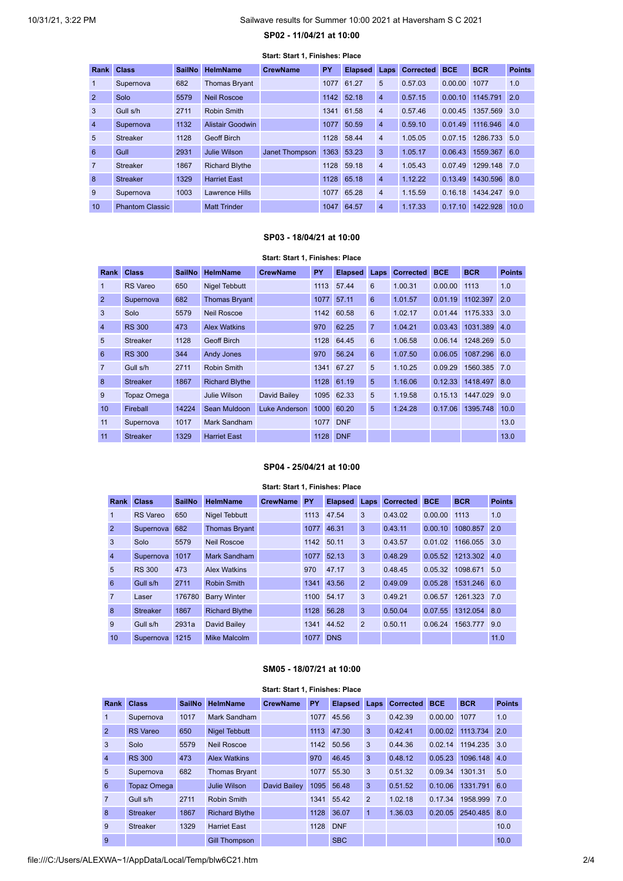### SP02 - 11/04/21 at 10:00

**Start: Start 1, Finishes: Place**

| Rank | Class | SailNo | HelmName | CrewName | PY | Elapsed | Laps | Corrected | BCE | BCR | Points |
|---|---|---|---|---|---|---|---|---|---|---|---|
| 1 | Supernova | 682 | Thomas Bryant | | 1077 | 61.27 | 5 | 0.57.03 | 0.00.00 | 1077 | 1.0 |
| 2 | Solo | 5579 | Neil Roscoe | | 1142 | 52.18 | 4 | 0.57.15 | 0.00.10 | 1145.791 | 2.0 |
| 3 | Gull s/h | 2711 | Robin Smith | | 1341 | 61.58 | 4 | 0.57.46 | 0.00.45 | 1357.569 | 3.0 |
| 4 | Supernova | 1132 | Alistair Goodwin | | 1077 | 50.59 | 4 | 0.59.10 | 0.01.49 | 1116.946 | 4.0 |
| 5 | Streaker | 1128 | Geoff Birch | | 1128 | 58.44 | 4 | 1.05.05 | 0.07.15 | 1286.733 | 5.0 |
| 6 | Gull | 2931 | Julie Wilson | Janet Thompson | 1363 | 53.23 | 3 | 1.05.17 | 0.06.43 | 1559.367 | 6.0 |
| 7 | Streaker | 1867 | Richard Blythe | | 1128 | 59.18 | 4 | 1.05.43 | 0.07.49 | 1299.148 | 7.0 |
| 8 | Streaker | 1329 | Harriet East | | 1128 | 65.18 | 4 | 1.12.22 | 0.13.49 | 1430.596 | 8.0 |
| 9 | Supernova | 1003 | Lawrence Hills | | 1077 | 65.28 | 4 | 1.15.59 | 0.16.18 | 1434.247 | 9.0 |
| 10 | Phantom Classic | | Matt Trinder | | 1047 | 64.57 | 4 | 1.17.33 | 0.17.10 | 1422.928 | 10.0 |

### SP03 - 18/04/21 at 10:00

**Start: Start 1, Finishes: Place**

| Rank | Class | SailNo | HelmName | CrewName | PY | Elapsed | Laps | Corrected | BCE | BCR | Points |
|---|---|---|---|---|---|---|---|---|---|---|---|
| 1 | RS Vareo | 650 | Nigel Tebbutt | | 1113 | 57.44 | 6 | 1.00.31 | 0.00.00 | 1113 | 1.0 |
| 2 | Supernova | 682 | Thomas Bryant | | 1077 | 57.11 | 6 | 1.01.57 | 0.01.19 | 1102.397 | 2.0 |
| 3 | Solo | 5579 | Neil Roscoe | | 1142 | 60.58 | 6 | 1.02.17 | 0.01.44 | 1175.333 | 3.0 |
| 4 | RS 300 | 473 | Alex Watkins | | 970 | 62.25 | 7 | 1.04.21 | 0.03.43 | 1031.389 | 4.0 |
| 5 | Streaker | 1128 | Geoff Birch | | 1128 | 64.45 | 6 | 1.06.58 | 0.06.14 | 1248.269 | 5.0 |
| 6 | RS 300 | 344 | Andy Jones | | 970 | 56.24 | 6 | 1.07.50 | 0.06.05 | 1087.296 | 6.0 |
| 7 | Gull s/h | 2711 | Robin Smith | | 1341 | 67.27 | 5 | 1.10.25 | 0.09.29 | 1560.385 | 7.0 |
| 8 | Streaker | 1867 | Richard Blythe | | 1128 | 61.19 | 5 | 1.16.06 | 0.12.33 | 1418.497 | 8.0 |
| 9 | Topaz Omega | | Julie Wilson | David Bailey | 1095 | 62.33 | 5 | 1.19.58 | 0.15.13 | 1447.029 | 9.0 |
| 10 | Fireball | 14224 | Sean Muldoon | Luke Anderson | 1000 | 60.20 | 5 | 1.24.28 | 0.17.06 | 1395.748 | 10.0 |
| 11 | Supernova | 1017 | Mark Sandham | | 1077 | DNF | | | | | 13.0 |
| 11 | Streaker | 1329 | Harriet East | | 1128 | DNF | | | | | 13.0 |

### SP04 - 25/04/21 at 10:00

**Start: Start 1, Finishes: Place**

| Rank | Class | SailNo | HelmName | CrewName | PY | Elapsed | Laps | Corrected | BCE | BCR | Points |
|---|---|---|---|---|---|---|---|---|---|---|---|
| 1 | RS Vareo | 650 | Nigel Tebbutt | | 1113 | 47.54 | 3 | 0.43.02 | 0.00.00 | 1113 | 1.0 |
| 2 | Supernova | 682 | Thomas Bryant | | 1077 | 46.31 | 3 | 0.43.11 | 0.00.10 | 1080.857 | 2.0 |
| 3 | Solo | 5579 | Neil Roscoe | | 1142 | 50.11 | 3 | 0.43.57 | 0.01.02 | 1166.055 | 3.0 |
| 4 | Supernova | 1017 | Mark Sandham | | 1077 | 52.13 | 3 | 0.48.29 | 0.05.52 | 1213.302 | 4.0 |
| 5 | RS 300 | 473 | Alex Watkins | | 970 | 47.17 | 3 | 0.48.45 | 0.05.32 | 1098.671 | 5.0 |
| 6 | Gull s/h | 2711 | Robin Smith | | 1341 | 43.56 | 2 | 0.49.09 | 0.05.28 | 1531.246 | 6.0 |
| 7 | Laser | 176780 | Barry Winter | | 1100 | 54.17 | 3 | 0.49.21 | 0.06.57 | 1261.323 | 7.0 |
| 8 | Streaker | 1867 | Richard Blythe | | 1128 | 56.28 | 3 | 0.50.04 | 0.07.55 | 1312.054 | 8.0 |
| 9 | Gull s/h | 2931a | David Bailey | | 1341 | 44.52 | 2 | 0.50.11 | 0.06.24 | 1563.777 | 9.0 |
| 10 | Supernova | 1215 | Mike Malcolm | | 1077 | DNS | | | | | 11.0 |

### SM05 - 18/07/21 at 10:00

**Start: Start 1, Finishes: Place**

| Rank | Class | SailNo | HelmName | CrewName | PY | Elapsed | Laps | Corrected | BCE | BCR | Points |
|---|---|---|---|---|---|---|---|---|---|---|---|
| 1 | Supernova | 1017 | Mark Sandham | | 1077 | 45.56 | 3 | 0.42.39 | 0.00.00 | 1077 | 1.0 |
| 2 | RS Vareo | 650 | Nigel Tebbutt | | 1113 | 47.30 | 3 | 0.42.41 | 0.00.02 | 1113.734 | 2.0 |
| 3 | Solo | 5579 | Neil Roscoe | | 1142 | 50.56 | 3 | 0.44.36 | 0.02.14 | 1194.235 | 3.0 |
| 4 | RS 300 | 473 | Alex Watkins | | 970 | 46.45 | 3 | 0.48.12 | 0.05.23 | 1096.148 | 4.0 |
| 5 | Supernova | 682 | Thomas Bryant | | 1077 | 55.30 | 3 | 0.51.32 | 0.09.34 | 1301.31 | 5.0 |
| 6 | Topaz Omega | | Julie Wilson | David Bailey | 1095 | 56.48 | 3 | 0.51.52 | 0.10.06 | 1331.791 | 6.0 |
| 7 | Gull s/h | 2711 | Robin Smith | | 1341 | 55.42 | 2 | 1.02.18 | 0.17.34 | 1958.999 | 7.0 |
| 8 | Streaker | 1867 | Richard Blythe | | 1128 | 36.07 | 1 | 1.36.03 | 0.20.05 | 2540.485 | 8.0 |
| 9 | Streaker | 1329 | Harriet East | | 1128 | DNF | | | | | 10.0 |
| 9 | | | Gill Thompson | | | SBC | | | | | 10.0 |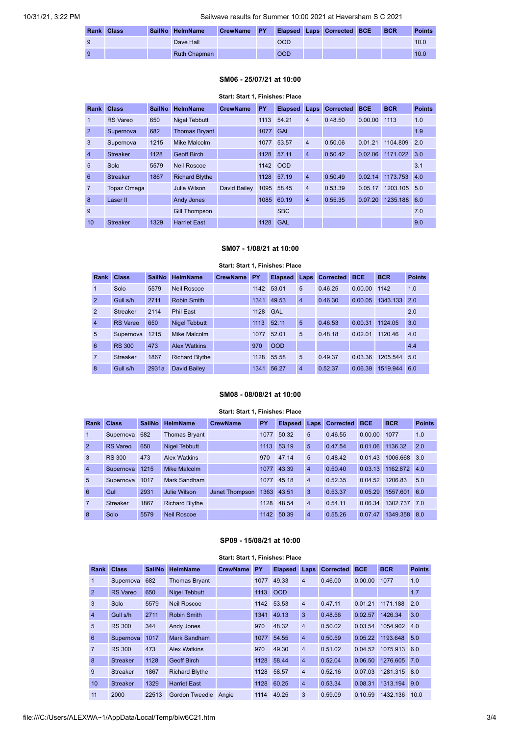| Rank | Class | SailNo | HelmName | CrewName | PY | Elapsed | Laps | Corrected | BCE | BCR | Points |
|---|---|---|---|---|---|---|---|---|---|---|---|
| 9 | | | Dave Hall | | | OOD | | | | | 10.0 |
| 9 | | | Ruth Chapman | | | OOD | | | | | 10.0 |

### SM06 - 25/07/21 at 10:00

**Start: Start 1, Finishes: Place**

| Rank | Class | SailNo | HelmName | CrewName | PY | Elapsed | Laps | Corrected | BCE | BCR | Points |
|---|---|---|---|---|---|---|---|---|---|---|---|
| 1 | RS Vareo | 650 | Nigel Tebbutt | | 1113 | 54.21 | 4 | 0.48.50 | 0.00.00 | 1113 | 1.0 |
| 2 | Supernova | 682 | Thomas Bryant | | 1077 | GAL | | | | | 1.9 |
| 3 | Supernova | 1215 | Mike Malcolm | | 1077 | 53.57 | 4 | 0.50.06 | 0.01.21 | 1104.809 | 2.0 |
| 4 | Streaker | 1128 | Geoff Birch | | 1128 | 57.11 | 4 | 0.50.42 | 0.02.06 | 1171.022 | 3.0 |
| 5 | Solo | 5579 | Neil Roscoe | | 1142 | OOD | | | | | 3.1 |
| 6 | Streaker | 1867 | Richard Blythe | | 1128 | 57.19 | 4 | 0.50.49 | 0.02.14 | 1173.753 | 4.0 |
| 7 | Topaz Omega | | Julie Wilson | David Bailey | 1095 | 58.45 | 4 | 0.53.39 | 0.05.17 | 1203.105 | 5.0 |
| 8 | Laser II | | Andy Jones | | 1085 | 60.19 | 4 | 0.55.35 | 0.07.20 | 1235.188 | 6.0 |
| 9 | | | Gill Thompson | | | SBC | | | | | 7.0 |
| 10 | Streaker | 1329 | Harriet East | | 1128 | GAL | | | | | 9.0 |

### SM07 - 1/08/21 at 10:00

**Start: Start 1, Finishes: Place**

| Rank | Class | SailNo | HelmName | CrewName | PY | Elapsed | Laps | Corrected | BCE | BCR | Points |
|---|---|---|---|---|---|---|---|---|---|---|---|
| 1 | Solo | 5579 | Neil Roscoe | | 1142 | 53.01 | 5 | 0.46.25 | 0.00.00 | 1142 | 1.0 |
| 2 | Gull s/h | 2711 | Robin Smith | | 1341 | 49.53 | 4 | 0.46.30 | 0.00.05 | 1343.133 | 2.0 |
| 2 | Streaker | 2114 | Phil East | | 1128 | GAL | | | | | 2.0 |
| 4 | RS Vareo | 650 | Nigel Tebbutt | | 1113 | 52.11 | 5 | 0.46.53 | 0.00.31 | 1124.05 | 3.0 |
| 5 | Supernova | 1215 | Mike Malcolm | | 1077 | 52.01 | 5 | 0.48.18 | 0.02.01 | 1120.46 | 4.0 |
| 6 | RS 300 | 473 | Alex Watkins | | 970 | OOD | | | | | 4.4 |
| 7 | Streaker | 1867 | Richard Blythe | | 1128 | 55.58 | 5 | 0.49.37 | 0.03.36 | 1205.544 | 5.0 |
| 8 | Gull s/h | 2931a | David Bailey | | 1341 | 56.27 | 4 | 0.52.37 | 0.06.39 | 1519.944 | 6.0 |

### SM08 - 08/08/21 at 10:00

**Start: Start 1, Finishes: Place**

| Rank | Class | SailNo | HelmName | CrewName | PY | Elapsed | Laps | Corrected | BCE | BCR | Points |
|---|---|---|---|---|---|---|---|---|---|---|---|
| 1 | Supernova | 682 | Thomas Bryant | | 1077 | 50.32 | 5 | 0.46.55 | 0.00.00 | 1077 | 1.0 |
| 2 | RS Vareo | 650 | Nigel Tebbutt | | 1113 | 53.19 | 5 | 0.47.54 | 0.01.06 | 1136.32 | 2.0 |
| 3 | RS 300 | 473 | Alex Watkins | | 970 | 47.14 | 5 | 0.48.42 | 0.01.43 | 1006.668 | 3.0 |
| 4 | Supernova | 1215 | Mike Malcolm | | 1077 | 43.39 | 4 | 0.50.40 | 0.03.13 | 1162.872 | 4.0 |
| 5 | Supernova | 1017 | Mark Sandham | | 1077 | 45.18 | 4 | 0.52.35 | 0.04.52 | 1206.83 | 5.0 |
| 6 | Gull | 2931 | Julie Wilson | Janet Thompson | 1363 | 43.51 | 3 | 0.53.37 | 0.05.29 | 1557.601 | 6.0 |
| 7 | Streaker | 1867 | Richard Blythe | | 1128 | 48.54 | 4 | 0.54.11 | 0.06.34 | 1302.737 | 7.0 |
| 8 | Solo | 5579 | Neil Roscoe | | 1142 | 50.39 | 4 | 0.55.26 | 0.07.47 | 1349.358 | 8.0 |

### SP09 - 15/08/21 at 10:00

**Start: Start 1, Finishes: Place**

| Rank | Class | SailNo | HelmName | CrewName | PY | Elapsed | Laps | Corrected | BCE | BCR | Points |
|---|---|---|---|---|---|---|---|---|---|---|---|
| 1 | Supernova | 682 | Thomas Bryant | | 1077 | 49.33 | 4 | 0.46.00 | 0.00.00 | 1077 | 1.0 |
| 2 | RS Vareo | 650 | Nigel Tebbutt | | 1113 | OOD | | | | | 1.7 |
| 3 | Solo | 5579 | Neil Roscoe | | 1142 | 53.53 | 4 | 0.47.11 | 0.01.21 | 1171.188 | 2.0 |
| 4 | Gull s/h | 2711 | Robin Smith | | 1341 | 49.13 | 3 | 0.48.56 | 0.02.57 | 1426.34 | 3.0 |
| 5 | RS 300 | 344 | Andy Jones | | 970 | 48.32 | 4 | 0.50.02 | 0.03.54 | 1054.902 | 4.0 |
| 6 | Supernova | 1017 | Mark Sandham | | 1077 | 54.55 | 4 | 0.50.59 | 0.05.22 | 1193.648 | 5.0 |
| 7 | RS 300 | 473 | Alex Watkins | | 970 | 49.30 | 4 | 0.51.02 | 0.04.52 | 1075.913 | 6.0 |
| 8 | Streaker | 1128 | Geoff Birch | | 1128 | 58.44 | 4 | 0.52.04 | 0.06.50 | 1276.605 | 7.0 |
| 9 | Streaker | 1867 | Richard Blythe | | 1128 | 58.57 | 4 | 0.52.16 | 0.07.03 | 1281.315 | 8.0 |
| 10 | Streaker | 1329 | Harriet East | | 1128 | 60.25 | 4 | 0.53.34 | 0.08.31 | 1313.194 | 9.0 |
| 11 | 2000 | 22513 | Gordon Tweedle | Angie | 1114 | 49.25 | 3 | 0.59.09 | 0.10.59 | 1432.136 | 10.0 |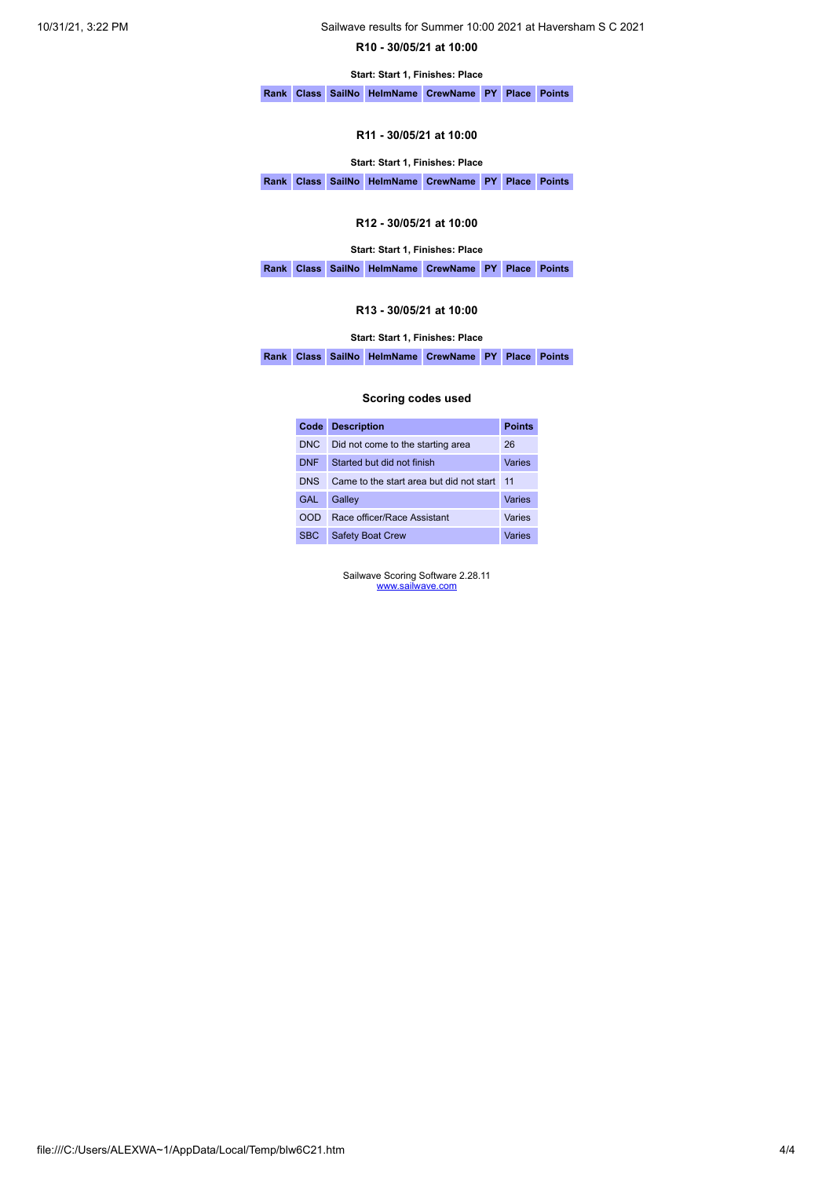### R10 - 30/05/21 at 10:00

**Start: Start 1, Finishes: Place**

| Rank | Class | SailNo | HelmName | CrewName | PY | Place | Points |
|---|---|---|---|---|---|---|---|

### R11 - 30/05/21 at 10:00

**Start: Start 1, Finishes: Place**

| Rank | Class | SailNo | HelmName | CrewName | PY | Place | Points |
|---|---|---|---|---|---|---|---|

### R12 - 30/05/21 at 10:00

**Start: Start 1, Finishes: Place**

| Rank | Class | SailNo | HelmName | CrewName | PY | Place | Points |
|---|---|---|---|---|---|---|---|

### R13 - 30/05/21 at 10:00

**Start: Start 1, Finishes: Place**

| Rank | Class | SailNo | HelmName | CrewName | PY | Place | Points |
|---|---|---|---|---|---|---|---|

### Scoring codes used

| Code | Description | Points |
|---|---|---|
| DNC | Did not come to the starting area | 26 |
| DNF | Started but did not finish | Varies |
| DNS | Came to the start area but did not start | 11 |
| GAL | Galley | Varies |
| OOD | Race officer/Race Assistant | Varies |
| SBC | Safety Boat Crew | Varies |

Sailwave Scoring Software 2.28.11
www.sailwave.com